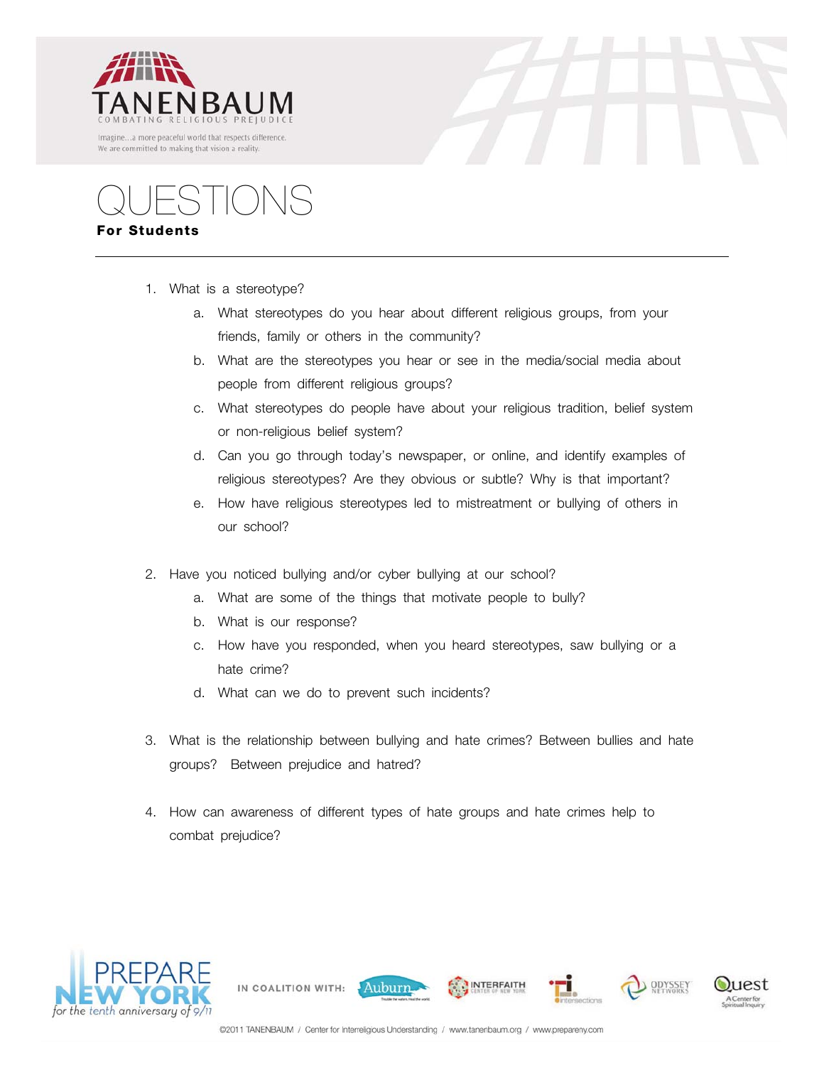TANENBAUM
COMBATING RELIGIOUS PREJUDICE

Imagine...a more peaceful world that respects difference.
We are committed to making that vision a reality.

# QUESTIONS

**For Students**

1. What is a stereotype?
   a. What stereotypes do you hear about different religious groups, from your friends, family or others in the community?
   b. What are the stereotypes you hear or see in the media/social media about people from different religious groups?
   c. What stereotypes do people have about your religious tradition, belief system or non-religious belief system?
   d. Can you go through today's newspaper, or online, and identify examples of religious stereotypes? Are they obvious or subtle? Why is that important?
   e. How have religious stereotypes led to mistreatment or bullying of others in our school?

2. Have you noticed bullying and/or cyber bullying at our school?
   a. What are some of the things that motivate people to bully?
   b. What is our response?
   c. How have you responded, when you heard stereotypes, saw bullying or a hate crime?
   d. What can we do to prevent such incidents?

3. What is the relationship between bullying and hate crimes? Between bullies and hate groups? Between prejudice and hatred?

4. How can awareness of different types of hate groups and hate crimes help to combat prejudice?

PREPARE NEW YORK for the tenth anniversary of 9/11

IN COALITION WITH: Auburn, Interfaith Center of New York, Intersections, Odyssey Networks, Quest A Center for Spiritual Inquiry

©2011 TANENBAUM / Center for Interreligious Understanding / www.tanenbaum.org / www.prepareny.com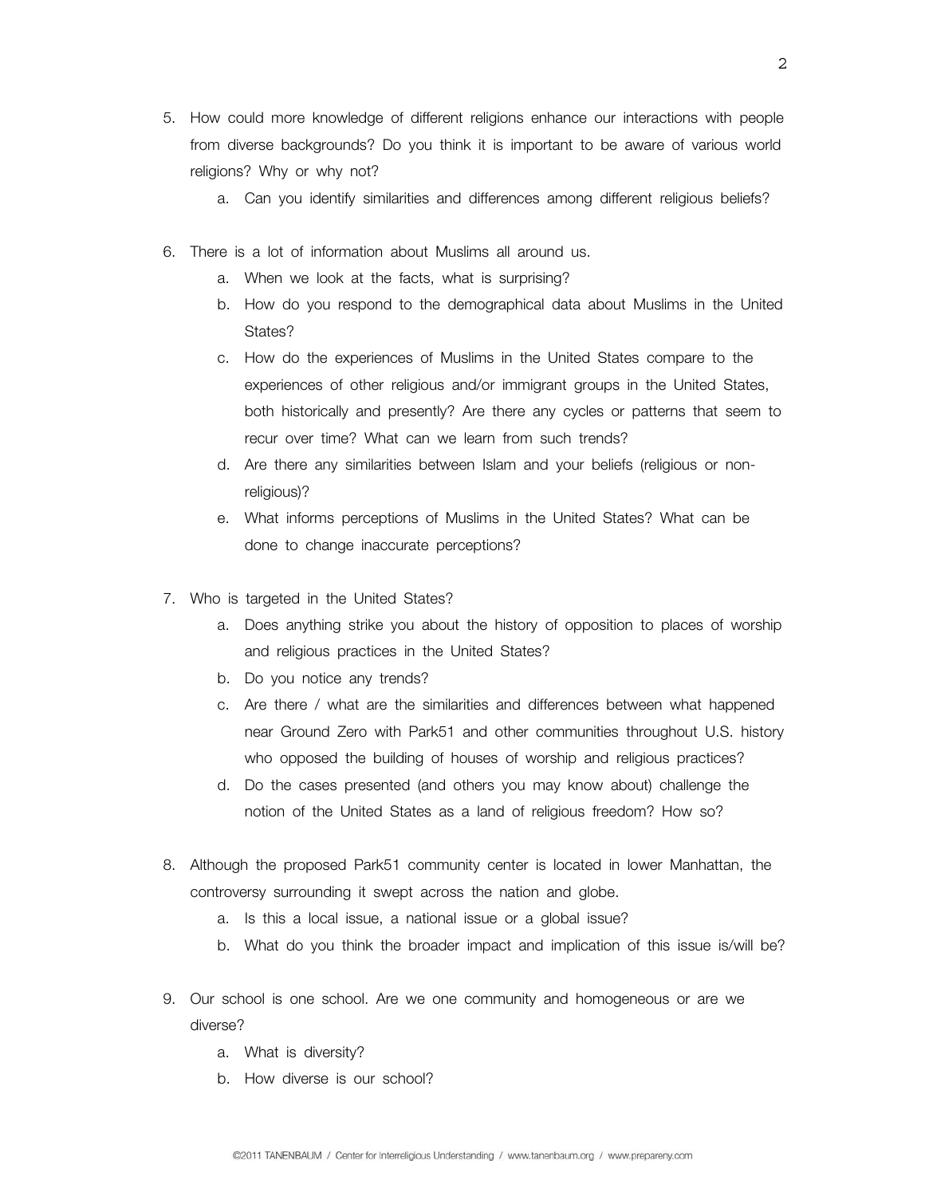5. How could more knowledge of different religions enhance our interactions with people from diverse backgrounds? Do you think it is important to be aware of various world religions? Why or why not?
    a. Can you identify similarities and differences among different religious beliefs?

6. There is a lot of information about Muslims all around us.
    a. When we look at the facts, what is surprising?
    b. How do you respond to the demographical data about Muslims in the United States?
    c. How do the experiences of Muslims in the United States compare to the experiences of other religious and/or immigrant groups in the United States, both historically and presently? Are there any cycles or patterns that seem to recur over time? What can we learn from such trends?
    d. Are there any similarities between Islam and your beliefs (religious or non-religious)?
    e. What informs perceptions of Muslims in the United States? What can be done to change inaccurate perceptions?

7. Who is targeted in the United States?
    a. Does anything strike you about the history of opposition to places of worship and religious practices in the United States?
    b. Do you notice any trends?
    c. Are there / what are the similarities and differences between what happened near Ground Zero with Park51 and other communities throughout U.S. history who opposed the building of houses of worship and religious practices?
    d. Do the cases presented (and others you may know about) challenge the notion of the United States as a land of religious freedom? How so?

8. Although the proposed Park51 community center is located in lower Manhattan, the controversy surrounding it swept across the nation and globe.
    a. Is this a local issue, a national issue or a global issue?
    b. What do you think the broader impact and implication of this issue is/will be?

9. Our school is one school. Are we one community and homogeneous or are we diverse?
    a. What is diversity?
    b. How diverse is our school?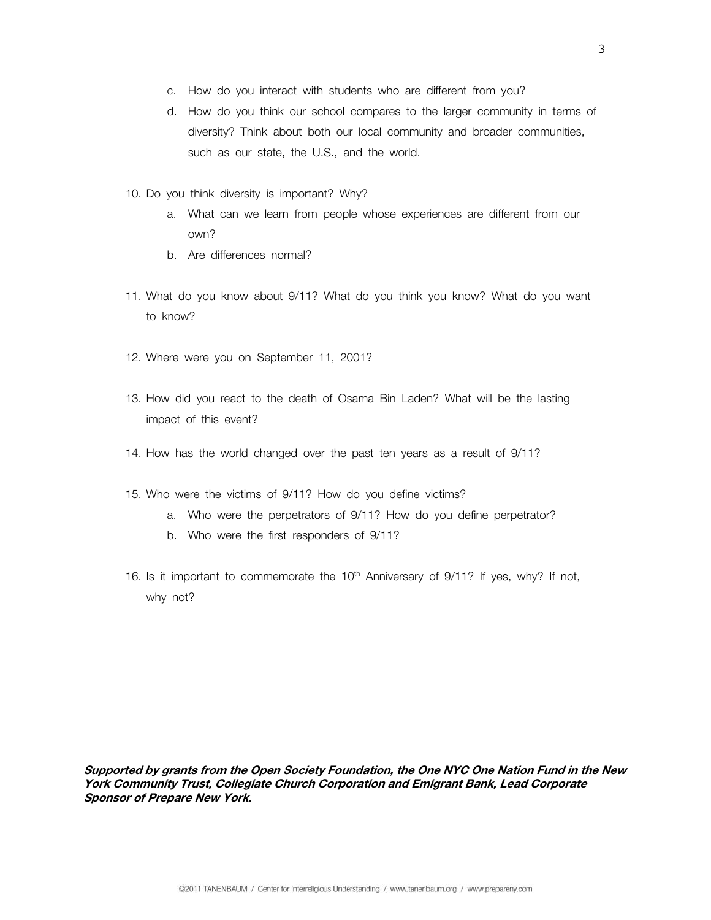c. How do you interact with students who are different from you?
   d. How do you think our school compares to the larger community in terms of diversity? Think about both our local community and broader communities, such as our state, the U.S., and the world.

10. Do you think diversity is important? Why?
    a. What can we learn from people whose experiences are different from our own?
    b. Are differences normal?

11. What do you know about 9/11? What do you think you know? What do you want to know?

12. Where were you on September 11, 2001?

13. How did you react to the death of Osama Bin Laden? What will be the lasting impact of this event?

14. How has the world changed over the past ten years as a result of 9/11?

15. Who were the victims of 9/11? How do you define victims?
    a. Who were the perpetrators of 9/11? How do you define perpetrator?
    b. Who were the first responders of 9/11?

16. Is it important to commemorate the 10th Anniversary of 9/11? If yes, why? If not, why not?

***Supported by grants from the Open Society Foundation, the One NYC One Nation Fund in the New York Community Trust, Collegiate Church Corporation and Emigrant Bank, Lead Corporate Sponsor of Prepare New York.***

©2011 TANENBAUM / Center for Interreligious Understanding / www.tanenbaum.org / www.prepareny.com